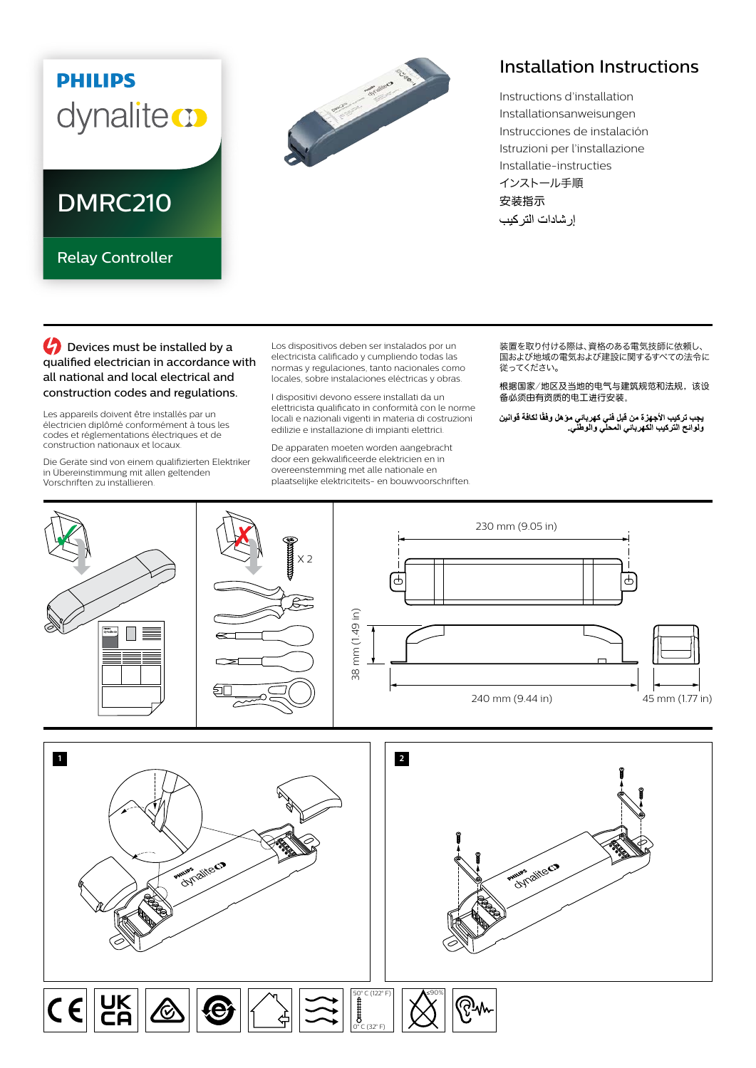PHILIPS

dynalite

# DMRC210

## Relay Controller

# Installation Instructions

Instructions d'installation

Installationsanweisungen

Instrucciones de instalación

Istruzioni per l'installazione

Installatie-instructies

インストール手順

安装指示

إرشادات التركيب

**Devices must be installed by a qualified electrician in accordance with all national and local electrical and construction codes and regulations.**

Les appareils doivent être installés par un électricien diplômé conformément à tous les codes et réglementations électriques et de construction nationaux et locaux.

Die Geräte sind von einem qualifizierten Elektriker in Übereinstimmung mit allen geltenden Vorschriften zu installieren.

Los dispositivos deben ser instalados por un electricista calificado y cumpliendo todas las normas y regulaciones, tanto nacionales como locales, sobre instalaciones eléctricas y obras.

I dispositivi devono essere installati da un elettricista qualificato in conformità con le norme locali e nazionali vigenti in materia di costruzioni edilizie e installazione di impianti elettrici.

De apparaten moeten worden aangebracht door een gekwalificeerde elektricien en in overeenstemming met alle nationale en plaatselijke elektriciteits- en bouwvoorschriften.

装置を取り付ける際は、資格のある電気技師に依頼し、国および地域の電気および建設に関するすべての法令に従ってください。

根据国家/地区及当地的电气与建筑规范和法规，该设备必须由有资质的电工进行安装。

يجب تركيب الأجهزة من قبل فني كهربائي مؤهل وفقًا لكافة قوانين ولوائح التركيب الكهربائي المحلي والوطني.

X 2

230 mm (9.05 in)

38 mm (1.49 in)

240 mm (9.44 in)

45 mm (1.77 in)

1

2

50° C (122° F)

0° C (32° F)

≤90%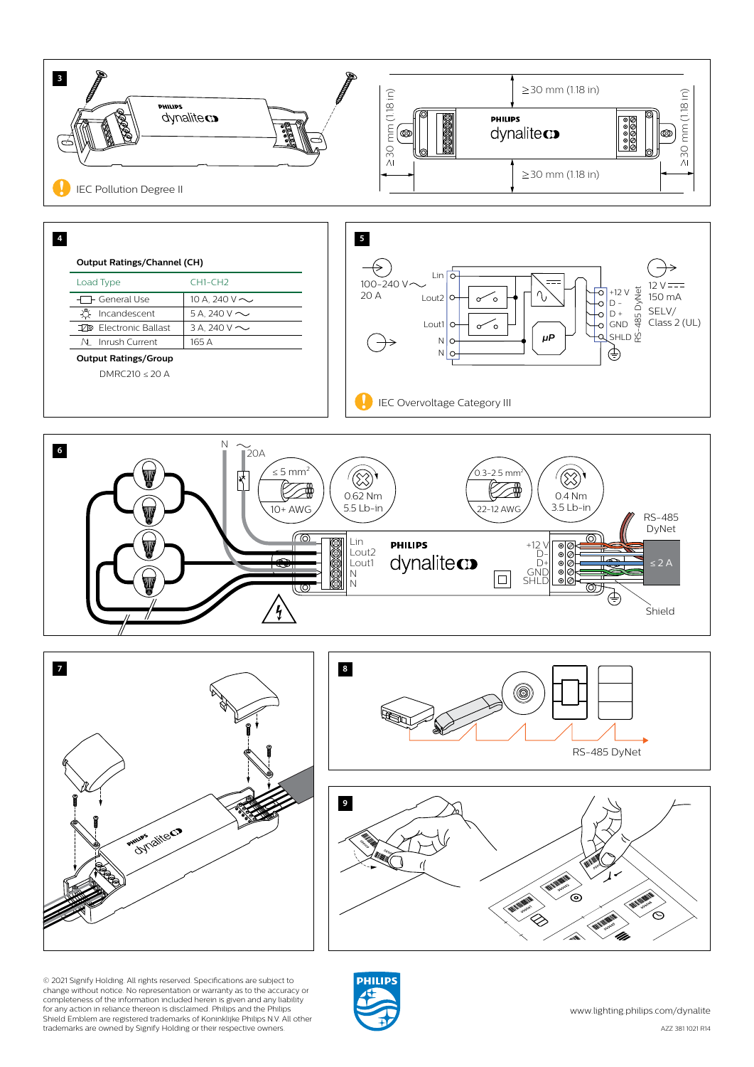**3**

IEC Pollution Degree II

≥30 mm (1.18 in)

≥30 mm (1.18 in)

≥30 mm (1.18 in)

≥30 mm (1.18 in)

**4**

**Output Ratings/Channel (CH)**

| Load Type | CH1-CH2 |
|---|---|
| General Use | 10 A, 240 V ~ |
| Incandescent | 5 A, 240 V ~ |
| Electronic Ballast | 3 A, 240 V ~ |
| Inrush Current | 165 A |

**Output Ratings/Group**

DMRC210 ≤ 20 A

**5**

100-240 V~
20 A

Lin
Lout2
Lout1
N
N

µP

+12 V
D -
D +
GND
SHLD

RS-485 DyNet

12 V ⎓
150 mA
SELV/
Class 2 (UL)

IEC Overvoltage Category III

**6**

N ~ 20A

≤ 5 mm²
10+ AWG

0.62 Nm
5.5 Lb-in

0.3-2.5 mm²
22-12 AWG

0.4 Nm
3.5 Lb-in

Lin
Lout2
Lout1
N
N

+12 V
D-
D+
GND
SHLD

RS-485
DyNet

≤ 2 A

Shield

**7**

**8**

RS-485 DyNet

**9**

© 2021 Signify Holding. All rights reserved. Specifications are subject to change without notice. No representation or warranty as to the accuracy or completeness of the information included herein is given and any liability for any action in reliance thereon is disclaimed. Philips and the Philips Shield Emblem are registered trademarks of Koninklijke Philips N.V. All other trademarks are owned by Signify Holding or their respective owners.

www.lighting.philips.com/dynalite

AZZ 381 1021 R14